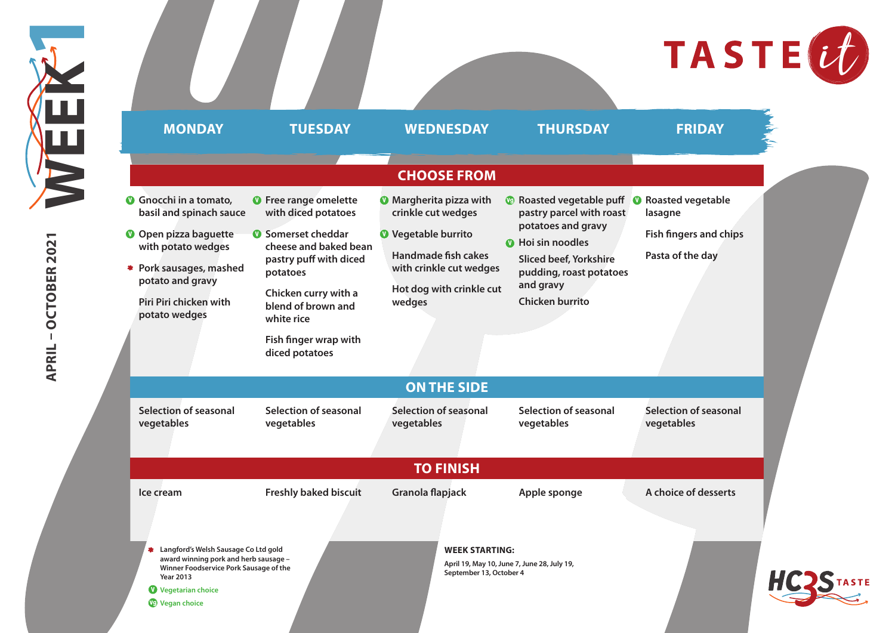# WEEK 1

APRIL – OCTOBER 2021

TASTE it

| MONDAY | TUESDAY | WEDNESDAY | THURSDAY | FRIDAY |
|---|---|---|---|---|
| **CHOOSE FROM** | | | | |
| (V) Gnocchi in a tomato, basil and spinach sauce | (V) Free range omelette with diced potatoes | (V) Margherita pizza with crinkle cut wedges | (Vg) Roasted vegetable puff pastry parcel with roast potatoes and gravy | (V) Roasted vegetable lasagne |
| (V) Open pizza baguette with potato wedges | (V) Somerset cheddar cheese and baked bean pastry puff with diced potatoes | (V) Vegetable burrito | (V) Hoi sin noodles | Fish fingers and chips |
| * Pork sausages, mashed potato and gravy | Chicken curry with a blend of brown and white rice | Handmade fish cakes with crinkle cut wedges | Sliced beef, Yorkshire pudding, roast potatoes and gravy | Pasta of the day |
| Piri Piri chicken with potato wedges | Fish finger wrap with diced potatoes | Hot dog with crinkle cut wedges | Chicken burrito | |
| **ON THE SIDE** | | | | |
| Selection of seasonal vegetables | Selection of seasonal vegetables | Selection of seasonal vegetables | Selection of seasonal vegetables | Selection of seasonal vegetables |
| **TO FINISH** | | | | |
| Ice cream | Freshly baked biscuit | Granola flapjack | Apple sponge | A choice of desserts |

* Langford's Welsh Sausage Co Ltd gold award winning pork and herb sausage – Winner Foodservice Pork Sausage of the Year 2013

(V) Vegetarian choice

(Vg) Vegan choice

**WEEK STARTING:**

April 19, May 10, June 7, June 28, July 19, September 13, October 4

HC3S TASTE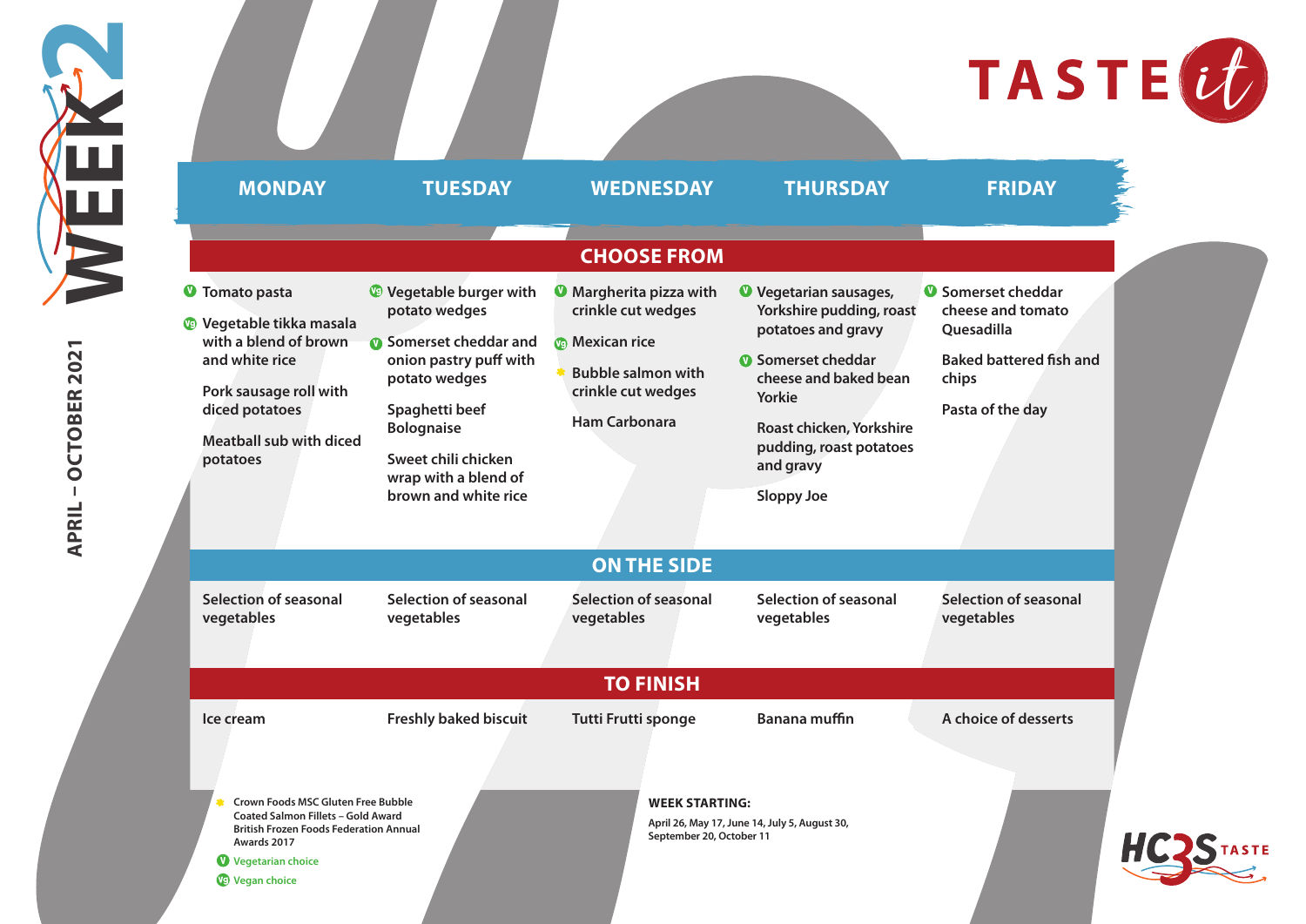# WEEK 2

APRIL – OCTOBER 2021

TASTE it

| MONDAY | TUESDAY | WEDNESDAY | THURSDAY | FRIDAY |
|---|---|---|---|---|
| **CHOOSE FROM** | | | | |
| (V) Tomato pasta<br><br>(Vg) Vegetable tikka masala with a blend of brown and white rice<br><br>Pork sausage roll with diced potatoes<br><br>Meatball sub with diced potatoes | (Vg) Vegetable burger with potato wedges<br><br>(V) Somerset cheddar and onion pastry puff with potato wedges<br><br>Spaghetti beef Bolognaise<br><br>Sweet chili chicken wrap with a blend of brown and white rice | (V) Margherita pizza with crinkle cut wedges<br><br>(Vg) Mexican rice<br><br>* Bubble salmon with crinkle cut wedges<br><br>Ham Carbonara | (V) Vegetarian sausages, Yorkshire pudding, roast potatoes and gravy<br><br>(V) Somerset cheddar cheese and baked bean Yorkie<br><br>Roast chicken, Yorkshire pudding, roast potatoes and gravy<br><br>Sloppy Joe | (V) Somerset cheddar cheese and tomato Quesadilla<br><br>Baked battered fish and chips<br><br>Pasta of the day |
| **ON THE SIDE** | | | | |
| Selection of seasonal vegetables | Selection of seasonal vegetables | Selection of seasonal vegetables | Selection of seasonal vegetables | Selection of seasonal vegetables |
| **TO FINISH** | | | | |
| Ice cream | Freshly baked biscuit | Tutti Frutti sponge | Banana muffin | A choice of desserts |

* Crown Foods MSC Gluten Free Bubble Coated Salmon Fillets – Gold Award British Frozen Foods Federation Annual Awards 2017

(V) Vegetarian choice

(Vg) Vegan choice

**WEEK STARTING:**

April 26, May 17, June 14, July 5, August 30, September 20, October 11

HC3S TASTE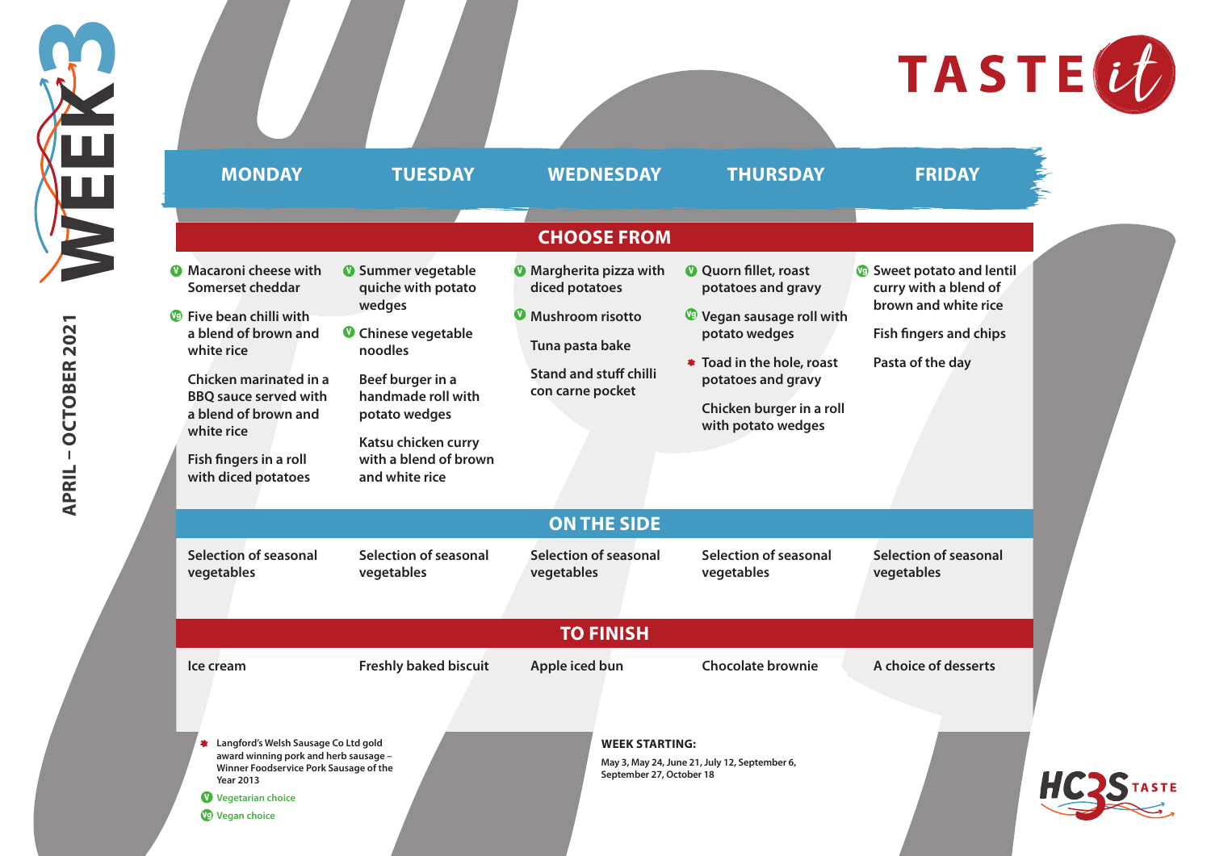# WEEK 3

**APRIL – OCTOBER 2021**

# TASTE it

| MONDAY | TUESDAY | WEDNESDAY | THURSDAY | FRIDAY |
|---|---|---|---|---|
| **CHOOSE FROM** | | | | |
| (V) Macaroni cheese with Somerset cheddar | (V) Summer vegetable quiche with potato wedges | (V) Margherita pizza with diced potatoes | (V) Quorn fillet, roast potatoes and gravy | (Vg) Sweet potato and lentil curry with a blend of brown and white rice |
| (Vg) Five bean chilli with a blend of brown and white rice | (V) Chinese vegetable noodles | (V) Mushroom risotto | (Vg) Vegan sausage roll with potato wedges | Fish fingers and chips |
| Chicken marinated in a BBQ sauce served with a blend of brown and white rice | Beef burger in a handmade roll with potato wedges | Tuna pasta bake | * Toad in the hole, roast potatoes and gravy | Pasta of the day |
| Fish fingers in a roll with diced potatoes | Katsu chicken curry with a blend of brown and white rice | Stand and stuff chilli con carne pocket | Chicken burger in a roll with potato wedges | |
| **ON THE SIDE** | | | | |
| Selection of seasonal vegetables | Selection of seasonal vegetables | Selection of seasonal vegetables | Selection of seasonal vegetables | Selection of seasonal vegetables |
| **TO FINISH** | | | | |
| Ice cream | Freshly baked biscuit | Apple iced bun | Chocolate brownie | A choice of desserts |

* Langford's Welsh Sausage Co Ltd gold award winning pork and herb sausage – Winner Foodservice Pork Sausage of the Year 2013

(V) Vegetarian choice

(Vg) Vegan choice

**WEEK STARTING:**

May 3, May 24, June 21, July 12, September 6, September 27, October 18

HC3S TASTE